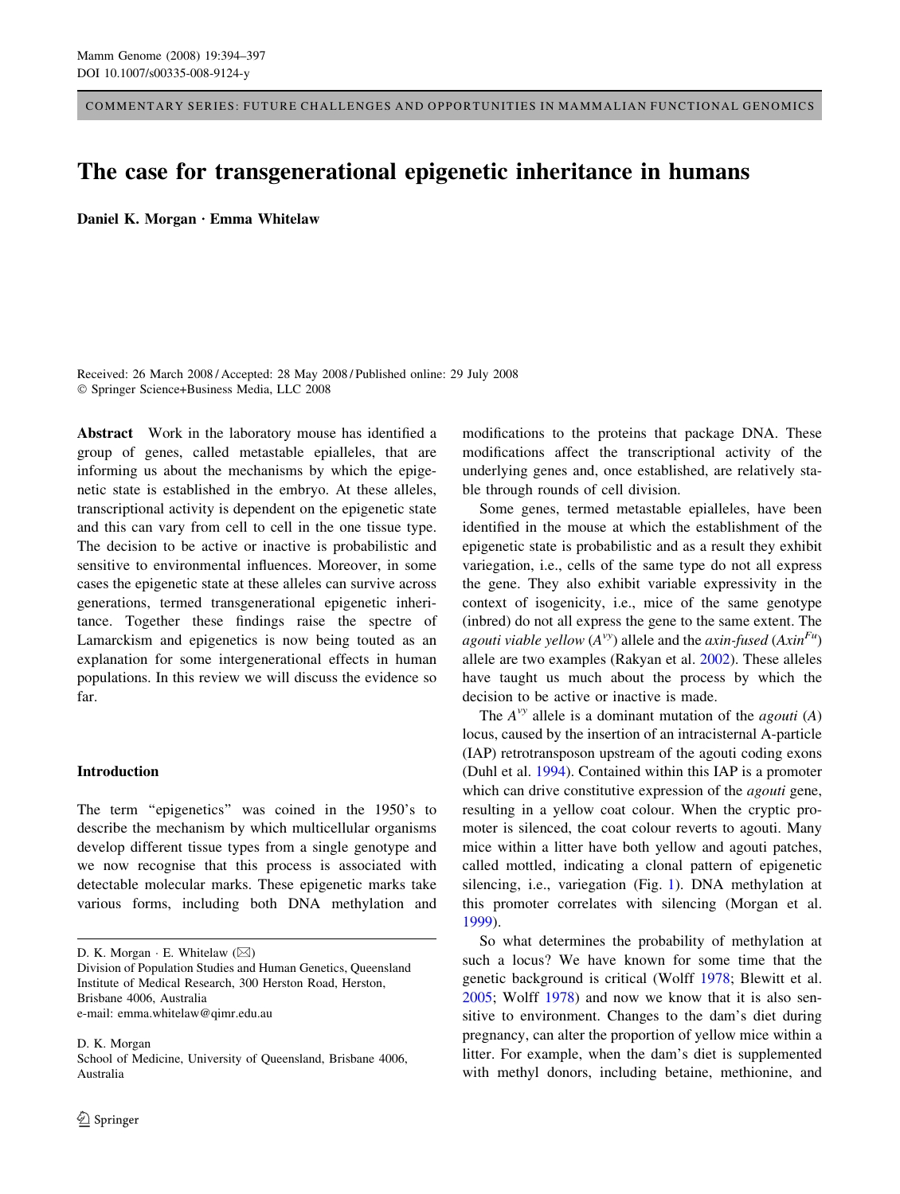COMMENTARY SERIES: FUTURE CHALLENGES AND OPPORTUNITIES IN MAMMALIAN FUNCTIONAL GENOMICS

# The case for transgenerational epigenetic inheritance in humans

**Daniel K. Morgan · Emma Whitelaw**

Received: 26 March 2008 / Accepted: 28 May 2008 / Published online: 29 July 2008
© Springer Science+Business Media, LLC 2008

**Abstract** Work in the laboratory mouse has identified a group of genes, called metastable epialleles, that are informing us about the mechanisms by which the epigenetic state is established in the embryo. At these alleles, transcriptional activity is dependent on the epigenetic state and this can vary from cell to cell in the one tissue type. The decision to be active or inactive is probabilistic and sensitive to environmental influences. Moreover, in some cases the epigenetic state at these alleles can survive across generations, termed transgenerational epigenetic inheritance. Together these findings raise the spectre of Lamarckism and epigenetics is now being touted as an explanation for some intergenerational effects in human populations. In this review we will discuss the evidence so far.

D. K. Morgan · E. Whitelaw (✉)
Division of Population Studies and Human Genetics, Queensland Institute of Medical Research, 300 Herston Road, Herston, Brisbane 4006, Australia
e-mail: emma.whitelaw@qimr.edu.au

D. K. Morgan
School of Medicine, University of Queensland, Brisbane 4006, Australia

## Introduction

The term "epigenetics" was coined in the 1950's to describe the mechanism by which multicellular organisms develop different tissue types from a single genotype and we now recognise that this process is associated with detectable molecular marks. These epigenetic marks take various forms, including both DNA methylation and modifications to the proteins that package DNA. These modifications affect the transcriptional activity of the underlying genes and, once established, are relatively stable through rounds of cell division.

Some genes, termed metastable epialleles, have been identified in the mouse at which the establishment of the epigenetic state is probabilistic and as a result they exhibit variegation, i.e., cells of the same type do not all express the gene. They also exhibit variable expressivity in the context of isogenicity, i.e., mice of the same genotype (inbred) do not all express the gene to the same extent. The *agouti viable yellow* ($A^{vy}$) allele and the *axin-fused* ($Axin^{Fu}$) allele are two examples (Rakyan et al. 2002). These alleles have taught us much about the process by which the decision to be active or inactive is made.

The $A^{vy}$ allele is a dominant mutation of the *agouti* ($A$) locus, caused by the insertion of an intracisternal A-particle (IAP) retrotransposon upstream of the agouti coding exons (Duhl et al. 1994). Contained within this IAP is a promoter which can drive constitutive expression of the *agouti* gene, resulting in a yellow coat colour. When the cryptic promoter is silenced, the coat colour reverts to agouti. Many mice within a litter have both yellow and agouti patches, called mottled, indicating a clonal pattern of epigenetic silencing, i.e., variegation (Fig. 1). DNA methylation at this promoter correlates with silencing (Morgan et al. 1999).

So what determines the probability of methylation at such a locus? We have known for some time that the genetic background is critical (Wolff 1978; Blewitt et al. 2005; Wolff 1978) and now we know that it is also sensitive to environment. Changes to the dam's diet during pregnancy, can alter the proportion of yellow mice within a litter. For example, when the dam's diet is supplemented with methyl donors, including betaine, methionine, and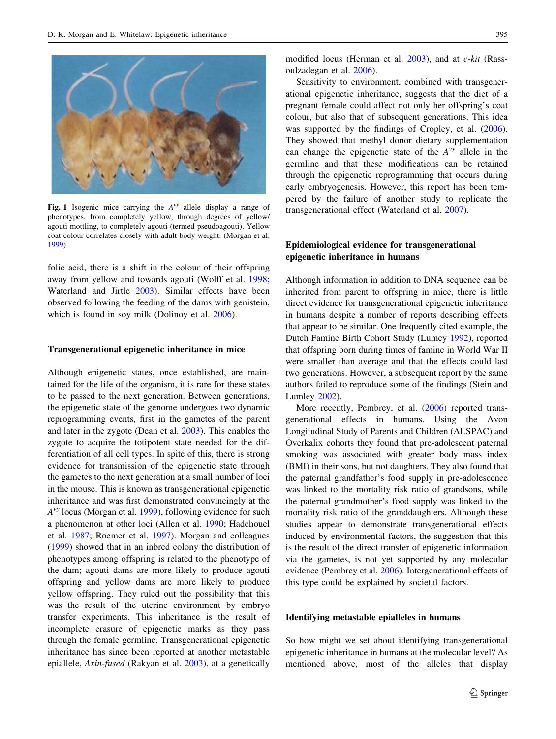Fig. 1 Isogenic mice carrying the $A^{vy}$ allele display a range of phenotypes, from completely yellow, through degrees of yellow/agouti mottling, to completely agouti (termed pseudoagouti). Yellow coat colour correlates closely with adult body weight. (Morgan et al. 1999)

folic acid, there is a shift in the colour of their offspring away from yellow and towards agouti (Wolff et al. 1998; Waterland and Jirtle 2003). Similar effects have been observed following the feeding of the dams with genistein, which is found in soy milk (Dolinoy et al. 2006).

## Transgenerational epigenetic inheritance in mice

Although epigenetic states, once established, are maintained for the life of the organism, it is rare for these states to be passed to the next generation. Between generations, the epigenetic state of the genome undergoes two dynamic reprogramming events, first in the gametes of the parent and later in the zygote (Dean et al. 2003). This enables the zygote to acquire the totipotent state needed for the differentiation of all cell types. In spite of this, there is strong evidence for transmission of the epigenetic state through the gametes to the next generation at a small number of loci in the mouse. This is known as transgenerational epigenetic inheritance and was first demonstrated convincingly at the $A^{vy}$ locus (Morgan et al. 1999), following evidence for such a phenomenon at other loci (Allen et al. 1990; Hadchouel et al. 1987; Roemer et al. 1997). Morgan and colleagues (1999) showed that in an inbred colony the distribution of phenotypes among offspring is related to the phenotype of the dam; agouti dams are more likely to produce agouti offspring and yellow dams are more likely to produce yellow offspring. They ruled out the possibility that this was the result of the uterine environment by embryo transfer experiments. This inheritance is the result of incomplete erasure of epigenetic marks as they pass through the female germline. Transgenerational epigenetic inheritance has since been reported at another metastable epiallele, *Axin-fused* (Rakyan et al. 2003), at a genetically modified locus (Herman et al. 2003), and at *c-kit* (Rassoulzadegan et al. 2006).

Sensitivity to environment, combined with transgenerational epigenetic inheritance, suggests that the diet of a pregnant female could affect not only her offspring's coat colour, but also that of subsequent generations. This idea was supported by the findings of Cropley, et al. (2006). They showed that methyl donor dietary supplementation can change the epigenetic state of the $A^{vy}$ allele in the germline and that these modifications can be retained through the epigenetic reprogramming that occurs during early embryogenesis. However, this report has been tempered by the failure of another study to replicate the transgenerational effect (Waterland et al. 2007).

## Epidemiological evidence for transgenerational epigenetic inheritance in humans

Although information in addition to DNA sequence can be inherited from parent to offspring in mice, there is little direct evidence for transgenerational epigenetic inheritance in humans despite a number of reports describing effects that appear to be similar. One frequently cited example, the Dutch Famine Birth Cohort Study (Lumey 1992), reported that offspring born during times of famine in World War II were smaller than average and that the effects could last two generations. However, a subsequent report by the same authors failed to reproduce some of the findings (Stein and Lumley 2002).

More recently, Pembrey, et al. (2006) reported transgenerational effects in humans. Using the Avon Longitudinal Study of Parents and Children (ALSPAC) and Överkalix cohorts they found that pre-adolescent paternal smoking was associated with greater body mass index (BMI) in their sons, but not daughters. They also found that the paternal grandfather's food supply in pre-adolescence was linked to the mortality risk ratio of grandsons, while the paternal grandmother's food supply was linked to the mortality risk ratio of the granddaughters. Although these studies appear to demonstrate transgenerational effects induced by environmental factors, the suggestion that this is the result of the direct transfer of epigenetic information via the gametes, is not yet supported by any molecular evidence (Pembrey et al. 2006). Intergenerational effects of this type could be explained by societal factors.

## Identifying metastable epialleles in humans

So how might we set about identifying transgenerational epigenetic inheritance in humans at the molecular level? As mentioned above, most of the alleles that display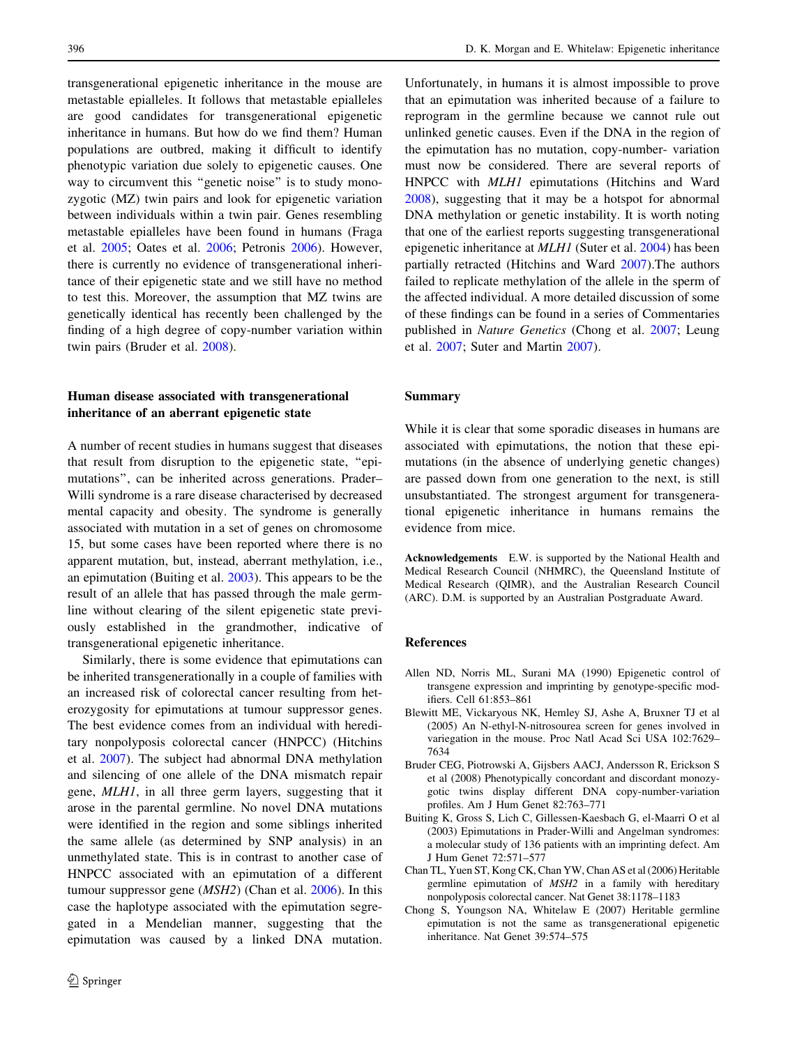transgenerational epigenetic inheritance in the mouse are metastable epialleles. It follows that metastable epialleles are good candidates for transgenerational epigenetic inheritance in humans. But how do we find them? Human populations are outbred, making it difficult to identify phenotypic variation due solely to epigenetic causes. One way to circumvent this "genetic noise" is to study monozygotic (MZ) twin pairs and look for epigenetic variation between individuals within a twin pair. Genes resembling metastable epialleles have been found in humans (Fraga et al. 2005; Oates et al. 2006; Petronis 2006). However, there is currently no evidence of transgenerational inheritance of their epigenetic state and we still have no method to test this. Moreover, the assumption that MZ twins are genetically identical has recently been challenged by the finding of a high degree of copy-number variation within twin pairs (Bruder et al. 2008).

## Human disease associated with transgenerational inheritance of an aberrant epigenetic state

A number of recent studies in humans suggest that diseases that result from disruption to the epigenetic state, "epimutations", can be inherited across generations. Prader–Willi syndrome is a rare disease characterised by decreased mental capacity and obesity. The syndrome is generally associated with mutation in a set of genes on chromosome 15, but some cases have been reported where there is no apparent mutation, but, instead, aberrant methylation, i.e., an epimutation (Buiting et al. 2003). This appears to be the result of an allele that has passed through the male germline without clearing of the silent epigenetic state previously established in the grandmother, indicative of transgenerational epigenetic inheritance.

Similarly, there is some evidence that epimutations can be inherited transgenerationally in a couple of families with an increased risk of colorectal cancer resulting from heterozygosity for epimutations at tumour suppressor genes. The best evidence comes from an individual with hereditary nonpolyposis colorectal cancer (HNPCC) (Hitchins et al. 2007). The subject had abnormal DNA methylation and silencing of one allele of the DNA mismatch repair gene, *MLH1*, in all three germ layers, suggesting that it arose in the parental germline. No novel DNA mutations were identified in the region and some siblings inherited the same allele (as determined by SNP analysis) in an unmethylated state. This is in contrast to another case of HNPCC associated with an epimutation of a different tumour suppressor gene (*MSH2*) (Chan et al. 2006). In this case the haplotype associated with the epimutation segregated in a Mendelian manner, suggesting that the epimutation was caused by a linked DNA mutation. Unfortunately, in humans it is almost impossible to prove that an epimutation was inherited because of a failure to reprogram in the germline because we cannot rule out unlinked genetic causes. Even if the DNA in the region of the epimutation has no mutation, copy-number- variation must now be considered. There are several reports of HNPCC with *MLH1* epimutations (Hitchins and Ward 2008), suggesting that it may be a hotspot for abnormal DNA methylation or genetic instability. It is worth noting that one of the earliest reports suggesting transgenerational epigenetic inheritance at *MLH1* (Suter et al. 2004) has been partially retracted (Hitchins and Ward 2007).The authors failed to replicate methylation of the allele in the sperm of the affected individual. A more detailed discussion of some of these findings can be found in a series of Commentaries published in *Nature Genetics* (Chong et al. 2007; Leung et al. 2007; Suter and Martin 2007).

## Summary

While it is clear that some sporadic diseases in humans are associated with epimutations, the notion that these epimutations (in the absence of underlying genetic changes) are passed down from one generation to the next, is still unsubstantiated. The strongest argument for transgenerational epigenetic inheritance in humans remains the evidence from mice.

**Acknowledgements** E.W. is supported by the National Health and Medical Research Council (NHMRC), the Queensland Institute of Medical Research (QIMR), and the Australian Research Council (ARC). D.M. is supported by an Australian Postgraduate Award.

## References

Allen ND, Norris ML, Surani MA (1990) Epigenetic control of transgene expression and imprinting by genotype-specific modifiers. Cell 61:853–861

Blewitt ME, Vickaryous NK, Hemley SJ, Ashe A, Bruxner TJ et al (2005) An N-ethyl-N-nitrosourea screen for genes involved in variegation in the mouse. Proc Natl Acad Sci USA 102:7629–7634

Bruder CEG, Piotrowski A, Gijsbers AACJ, Andersson R, Erickson S et al (2008) Phenotypically concordant and discordant monozygotic twins display different DNA copy-number-variation profiles. Am J Hum Genet 82:763–771

Buiting K, Gross S, Lich C, Gillessen-Kaesbach G, el-Maarri O et al (2003) Epimutations in Prader-Willi and Angelman syndromes: a molecular study of 136 patients with an imprinting defect. Am J Hum Genet 72:571–577

Chan TL, Yuen ST, Kong CK, Chan YW, Chan AS et al (2006) Heritable germline epimutation of *MSH2* in a family with hereditary nonpolyposis colorectal cancer. Nat Genet 38:1178–1183

Chong S, Youngson NA, Whitelaw E (2007) Heritable germline epimutation is not the same as transgenerational epigenetic inheritance. Nat Genet 39:574–575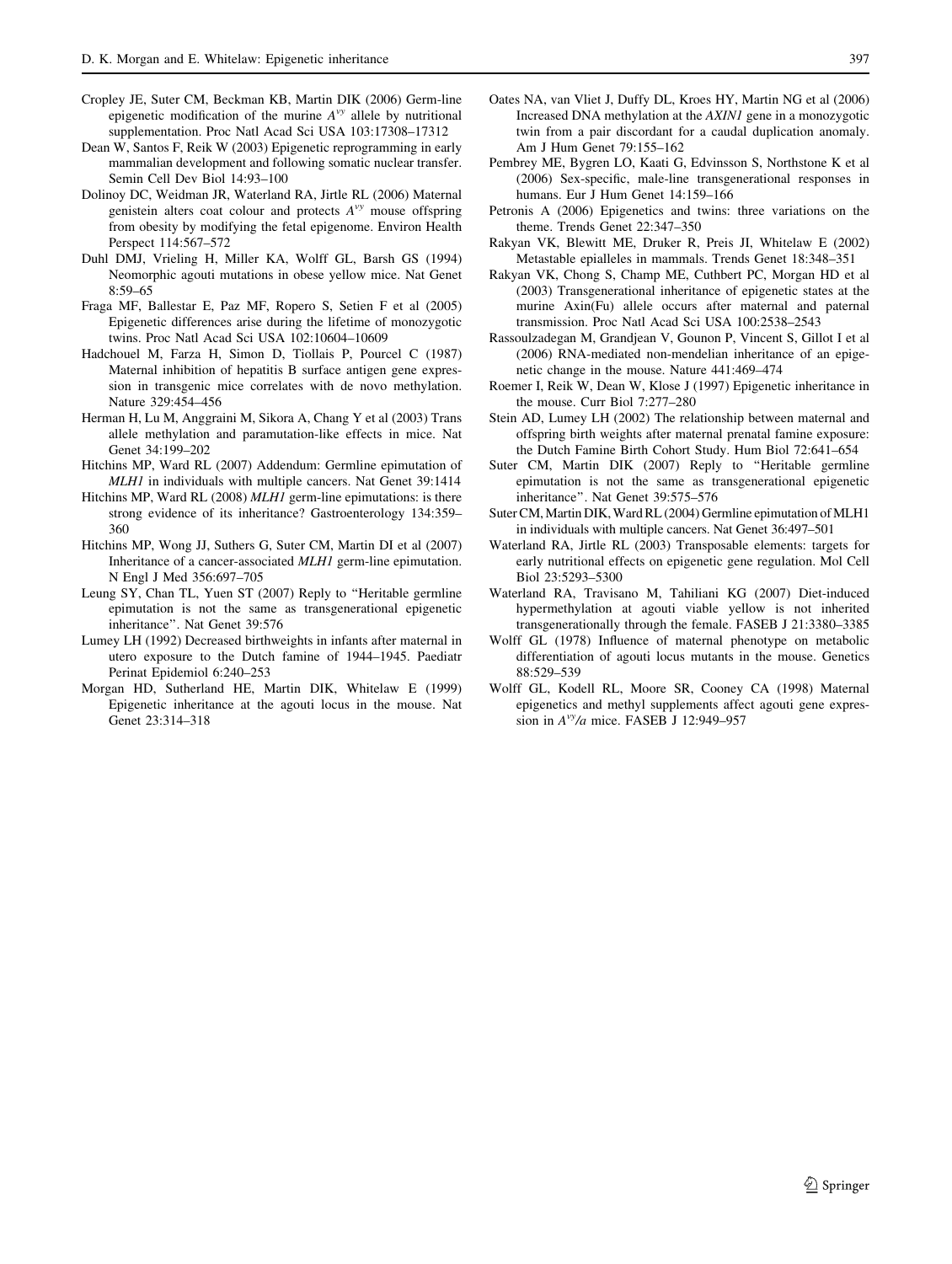Cropley JE, Suter CM, Beckman KB, Martin DIK (2006) Germ-line epigenetic modification of the murine $A^{vy}$ allele by nutritional supplementation. Proc Natl Acad Sci USA 103:17308–17312

Dean W, Santos F, Reik W (2003) Epigenetic reprogramming in early mammalian development and following somatic nuclear transfer. Semin Cell Dev Biol 14:93–100

Dolinoy DC, Weidman JR, Waterland RA, Jirtle RL (2006) Maternal genistein alters coat colour and protects $A^{vy}$ mouse offspring from obesity by modifying the fetal epigenome. Environ Health Perspect 114:567–572

Duhl DMJ, Vrieling H, Miller KA, Wolff GL, Barsh GS (1994) Neomorphic agouti mutations in obese yellow mice. Nat Genet 8:59–65

Fraga MF, Ballestar E, Paz MF, Ropero S, Setien F et al (2005) Epigenetic differences arise during the lifetime of monozygotic twins. Proc Natl Acad Sci USA 102:10604–10609

Hadchouel M, Farza H, Simon D, Tiollais P, Pourcel C (1987) Maternal inhibition of hepatitis B surface antigen gene expression in transgenic mice correlates with de novo methylation. Nature 329:454–456

Herman H, Lu M, Anggraini M, Sikora A, Chang Y et al (2003) Trans allele methylation and paramutation-like effects in mice. Nat Genet 34:199–202

Hitchins MP, Ward RL (2007) Addendum: Germline epimutation of *MLH1* in individuals with multiple cancers. Nat Genet 39:1414

Hitchins MP, Ward RL (2008) *MLH1* germ-line epimutations: is there strong evidence of its inheritance? Gastroenterology 134:359–360

Hitchins MP, Wong JJ, Suthers G, Suter CM, Martin DI et al (2007) Inheritance of a cancer-associated *MLH1* germ-line epimutation. N Engl J Med 356:697–705

Leung SY, Chan TL, Yuen ST (2007) Reply to "Heritable germline epimutation is not the same as transgenerational epigenetic inheritance". Nat Genet 39:576

Lumey LH (1992) Decreased birthweights in infants after maternal in utero exposure to the Dutch famine of 1944–1945. Paediatr Perinat Epidemiol 6:240–253

Morgan HD, Sutherland HE, Martin DIK, Whitelaw E (1999) Epigenetic inheritance at the agouti locus in the mouse. Nat Genet 23:314–318

Oates NA, van Vliet J, Duffy DL, Kroes HY, Martin NG et al (2006) Increased DNA methylation at the *AXIN1* gene in a monozygotic twin from a pair discordant for a caudal duplication anomaly. Am J Hum Genet 79:155–162

Pembrey ME, Bygren LO, Kaati G, Edvinsson S, Northstone K et al (2006) Sex-specific, male-line transgenerational responses in humans. Eur J Hum Genet 14:159–166

Petronis A (2006) Epigenetics and twins: three variations on the theme. Trends Genet 22:347–350

Rakyan VK, Blewitt ME, Druker R, Preis JI, Whitelaw E (2002) Metastable epialleles in mammals. Trends Genet 18:348–351

Rakyan VK, Chong S, Champ ME, Cuthbert PC, Morgan HD et al (2003) Transgenerational inheritance of epigenetic states at the murine Axin(Fu) allele occurs after maternal and paternal transmission. Proc Natl Acad Sci USA 100:2538–2543

Rassoulzadegan M, Grandjean V, Gounon P, Vincent S, Gillot I et al (2006) RNA-mediated non-mendelian inheritance of an epigenetic change in the mouse. Nature 441:469–474

Roemer I, Reik W, Dean W, Klose J (1997) Epigenetic inheritance in the mouse. Curr Biol 7:277–280

Stein AD, Lumey LH (2002) The relationship between maternal and offspring birth weights after maternal prenatal famine exposure: the Dutch Famine Birth Cohort Study. Hum Biol 72:641–654

Suter CM, Martin DIK (2007) Reply to "Heritable germline epimutation is not the same as transgenerational epigenetic inheritance". Nat Genet 39:575–576

Suter CM, Martin DIK, Ward RL (2004) Germline epimutation of MLH1 in individuals with multiple cancers. Nat Genet 36:497–501

Waterland RA, Jirtle RL (2003) Transposable elements: targets for early nutritional effects on epigenetic gene regulation. Mol Cell Biol 23:5293–5300

Waterland RA, Travisano M, Tahiliani KG (2007) Diet-induced hypermethylation at agouti viable yellow is not inherited transgenerationally through the female. FASEB J 21:3380–3385

Wolff GL (1978) Influence of maternal phenotype on metabolic differentiation of agouti locus mutants in the mouse. Genetics 88:529–539

Wolff GL, Kodell RL, Moore SR, Cooney CA (1998) Maternal epigenetics and methyl supplements affect agouti gene expression in $A^{vy}/a$ mice. FASEB J 12:949–957